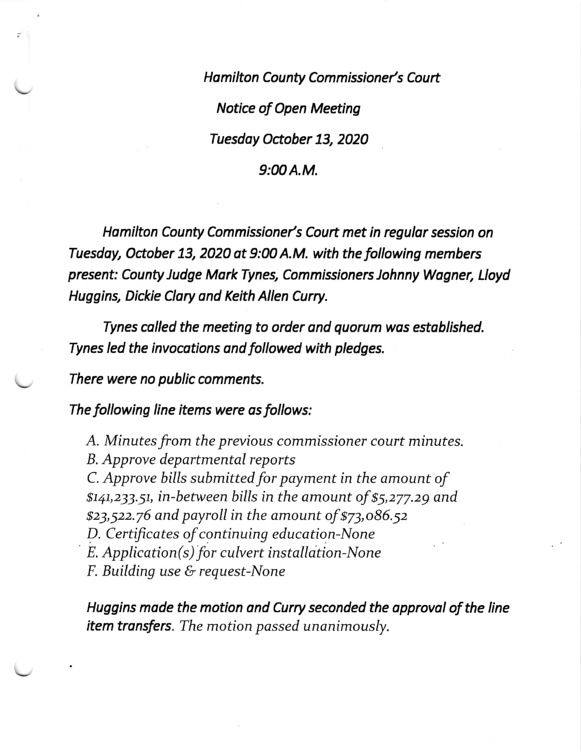*Hamilton County Commissioner's Court*

*Notice of Open Meeting*

*Tuesday October 13, 2020*

*9:00 A.M.*

*Hamilton County Commissioner's Court met in regular session on Tuesday, October 13, 2020 at 9:00 A.M. with the following members present: County Judge Mark Tynes, Commissioners Johnny Wagner, Lloyd Huggins, Dickie Clary and Keith Allen Curry.*

*Tynes called the meeting to order and quorum was established. Tynes led the invocations and followed with pledges.*

*There were no public comments.*

*The following line items were as follows:*

*A. Minutes from the previous commissioner court minutes.*
*B. Approve departmental reports*
*C. Approve bills submitted for payment in the amount of $141,233.51, in-between bills in the amount of $5,277.29 and $23,522.76 and payroll in the amount of $73,086.52*
*D. Certificates of continuing education-None*
*E. Application(s) for culvert installation-None*
*F. Building use & request-None*

***Huggins made the motion and Curry seconded the approval of the line item transfers**. The motion passed unanimously.*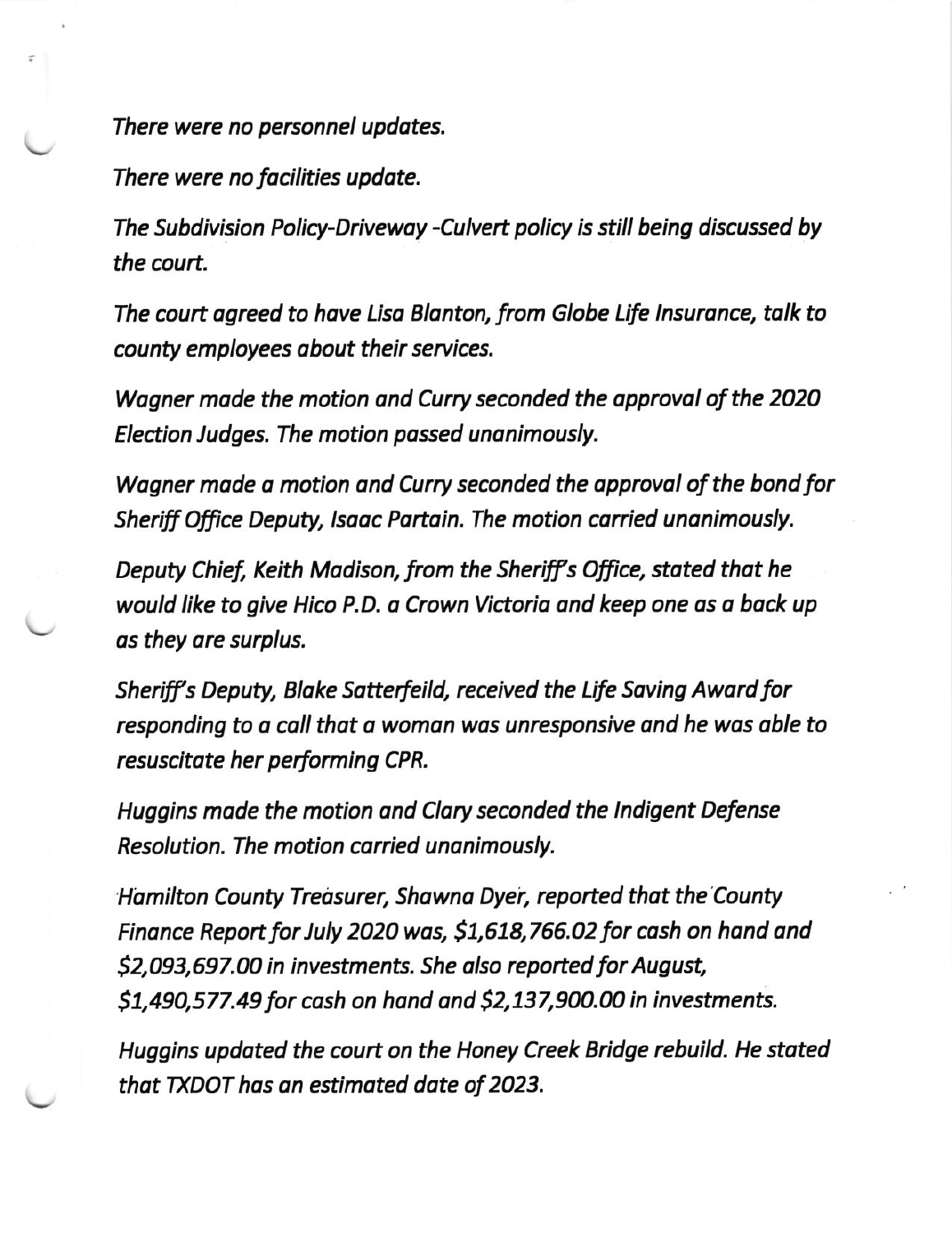*There were no personnel updates.*

*There were no facilities update.*

*The Subdivision Policy-Driveway -Culvert policy is still being discussed by the court.*

*The court agreed to have Lisa Blanton, from Globe Life Insurance, talk to county employees about their services.*

*Wagner made the motion and Curry seconded the approval of the 2020 Election Judges. The motion passed unanimously.*

*Wagner made a motion and Curry seconded the approval of the bond for Sheriff Office Deputy, Isaac Partain. The motion carried unanimously.*

*Deputy Chief, Keith Madison, from the Sheriff's Office, stated that he would like to give Hico P.D. a Crown Victoria and keep one as a back up as they are surplus.*

*Sheriff's Deputy, Blake Satterfeild, received the Life Saving Award for responding to a call that a woman was unresponsive and he was able to resuscitate her performing CPR.*

*Huggins made the motion and Clary seconded the Indigent Defense Resolution. The motion carried unanimously.*

*Hamilton County Treasurer, Shawna Dyer, reported that the County Finance Report for July 2020 was, $1,618,766.02 for cash on hand and $2,093,697.00 in investments. She also reported for August, $1,490,577.49 for cash on hand and $2,137,900.00 in investments.*

*Huggins updated the court on the Honey Creek Bridge rebuild. He stated that TXDOT has an estimated date of 2023.*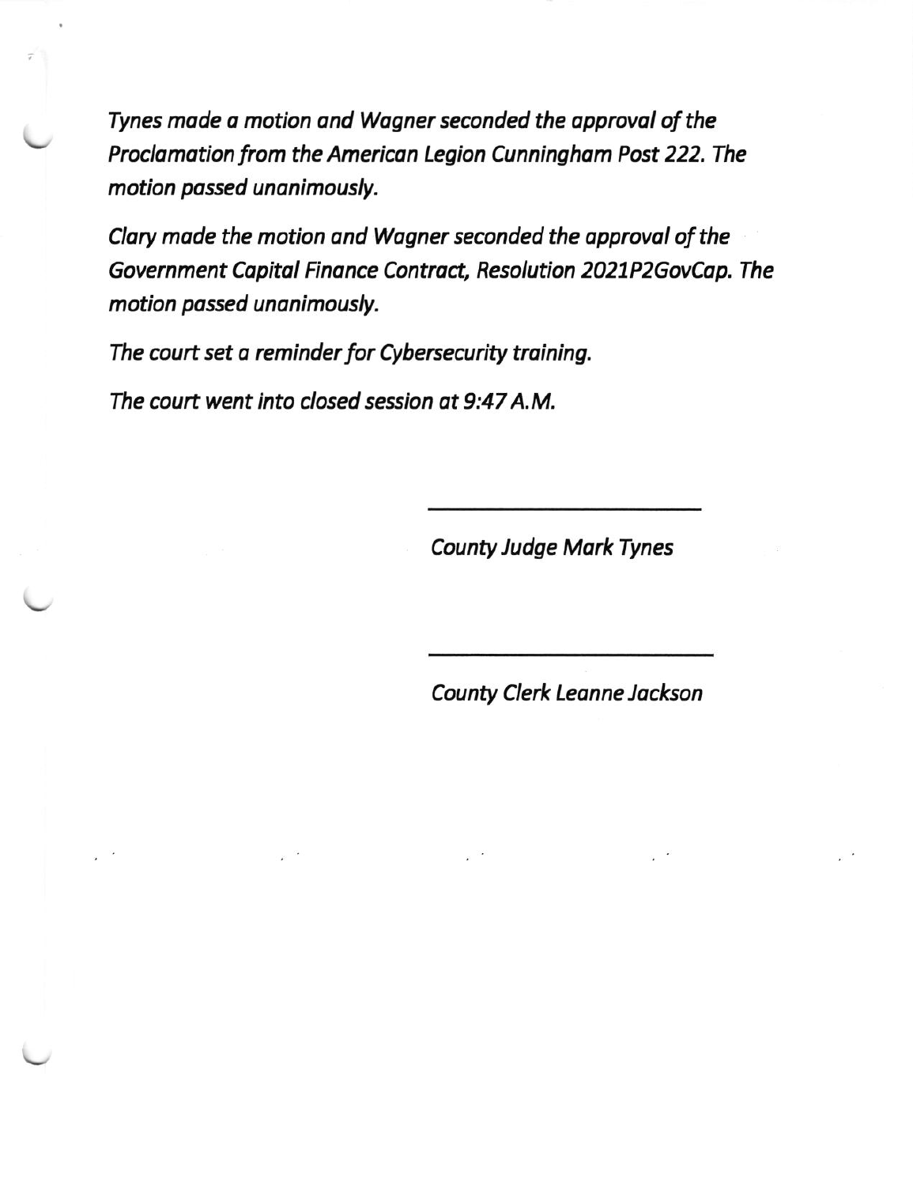*Tynes made a motion and Wagner seconded the approval of the Proclamation from the American Legion Cunningham Post 222. The motion passed unanimously.*

*Clary made the motion and Wagner seconded the approval of the Government Capital Finance Contract, Resolution 2021P2GovCap. The motion passed unanimously.*

*The court set a reminder for Cybersecurity training.*

*The court went into closed session at 9:47 A.M.*

\_\_\_\_\_\_\_\_\_\_\_\_\_\_\_\_\_\_\_\_\_\_\_\_\_\_

*County Judge Mark Tynes*

\_\_\_\_\_\_\_\_\_\_\_\_\_\_\_\_\_\_\_\_\_\_\_\_\_\_

*County Clerk Leanne Jackson*